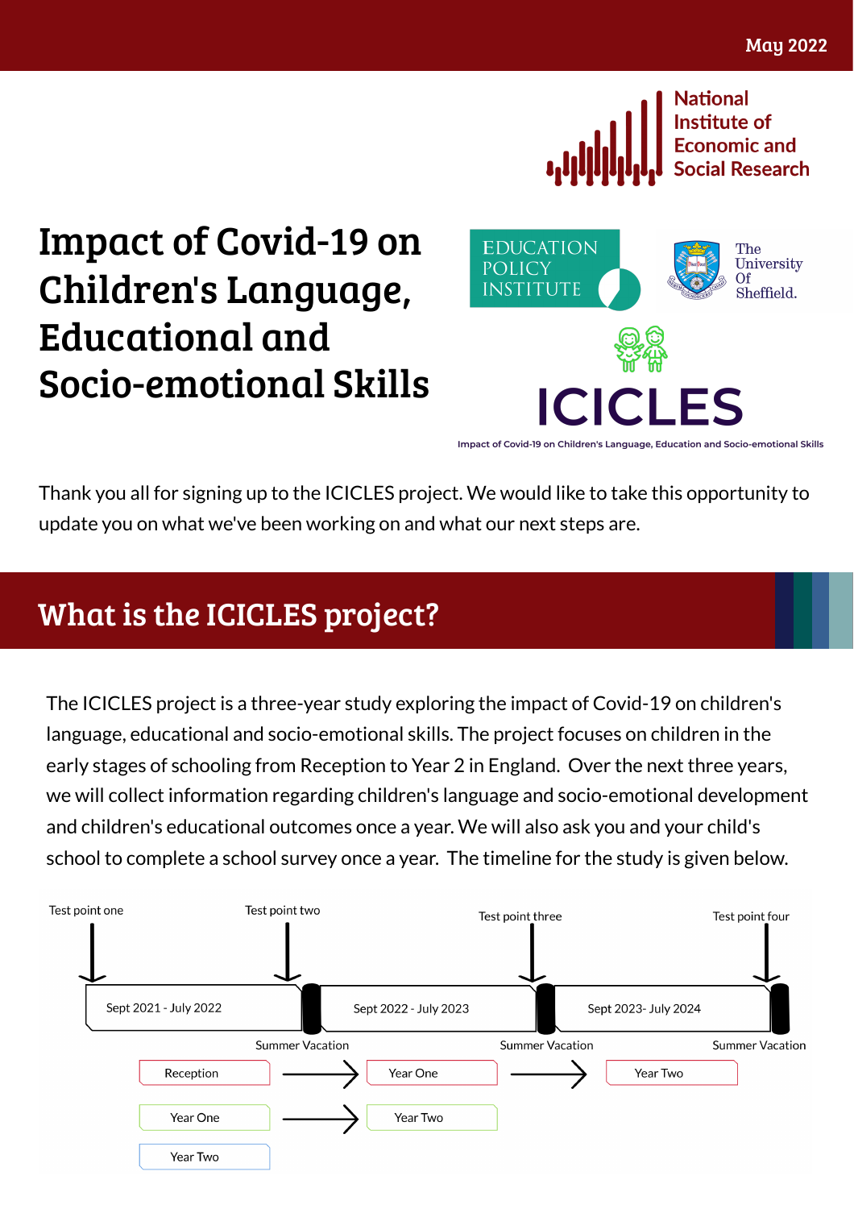May 2022

National Institute of Economic and Social Research

# Impact of Covid-19 on Children's Language, Educational and Socio-emotional Skills

EDUCATION POLICY INSTITUTE

The University Of Sheffield.

ICICLES

Impact of Covid-19 on Children's Language, Education and Socio-emotional Skills

Thank you all for signing up to the ICICLES project. We would like to take this opportunity to update you on what we've been working on and what our next steps are.

## What is the ICICLES project?

The ICICLES project is a three-year study exploring the impact of Covid-19 on children's language, educational and socio-emotional skills. The project focuses on children in the early stages of schooling from Reception to Year 2 in England. Over the next three years, we will collect information regarding children's language and socio-emotional development and children's educational outcomes once a year. We will also ask you and your child's school to complete a school survey once a year. The timeline for the study is given below.

| Test point one | Test point two | Test point three | Test point four |
|---|---|---|---|
| Sept 2021 - July 2022 | Sept 2022 - July 2023 | Sept 2023- July 2024 | |
| | Summer Vacation | Summer Vacation | Summer Vacation |
| Reception | → Year One | → Year Two | |
| Year One | → Year Two | | |
| Year Two | | | |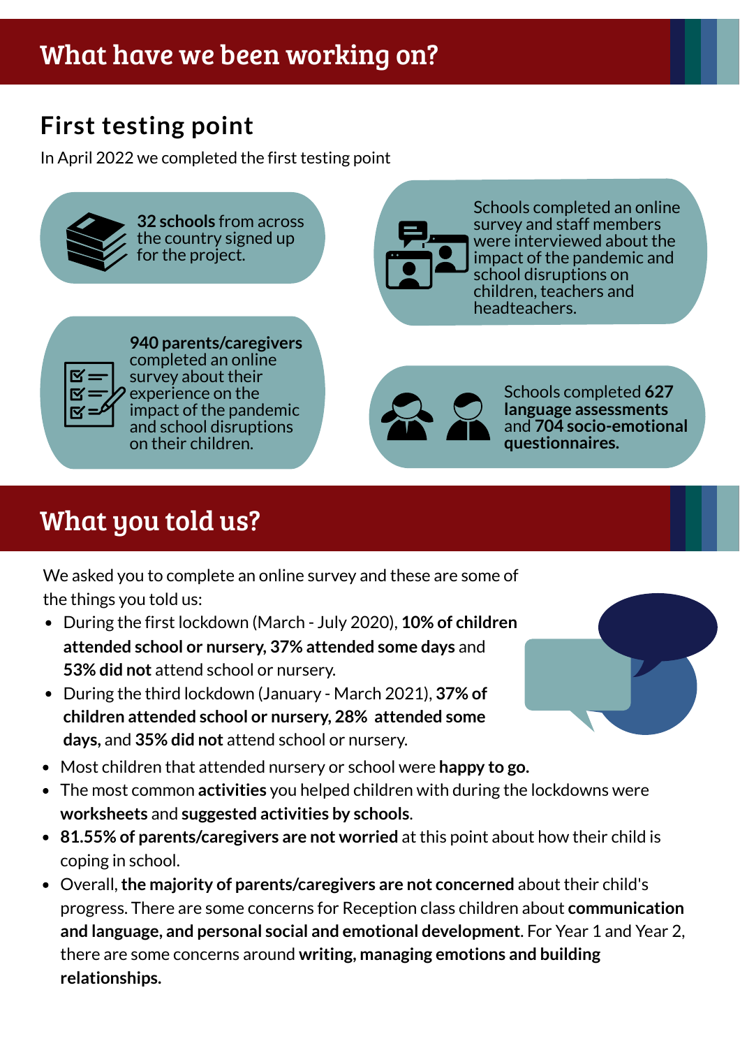## What have we been working on?

### First testing point

In April 2022 we completed the first testing point

**32 schools** from across the country signed up for the project.

Schools completed an online survey and staff members were interviewed about the impact of the pandemic and school disruptions on children, teachers and headteachers.

**940 parents/caregivers** completed an online survey about their experience on the impact of the pandemic and school disruptions on their children.

Schools completed **627 language assessments** and **704 socio-emotional questionnaires.**

## What you told us?

We asked you to complete an online survey and these are some of the things you told us:

- During the first lockdown (March - July 2020), **10% of children attended school or nursery, 37% attended some days** and **53% did not** attend school or nursery.
- During the third lockdown (January - March 2021), **37% of children attended school or nursery, 28% attended some days,** and **35% did not** attend school or nursery.
- Most children that attended nursery or school were **happy to go.**
- The most common **activities** you helped children with during the lockdowns were **worksheets** and **suggested activities by schools**.
- **81.55% of parents/caregivers are not worried** at this point about how their child is coping in school.
- Overall, **the majority of parents/caregivers are not concerned** about their child's progress. There are some concerns for Reception class children about **communication and language, and personal social and emotional development**. For Year 1 and Year 2, there are some concerns around **writing, managing emotions and building relationships.**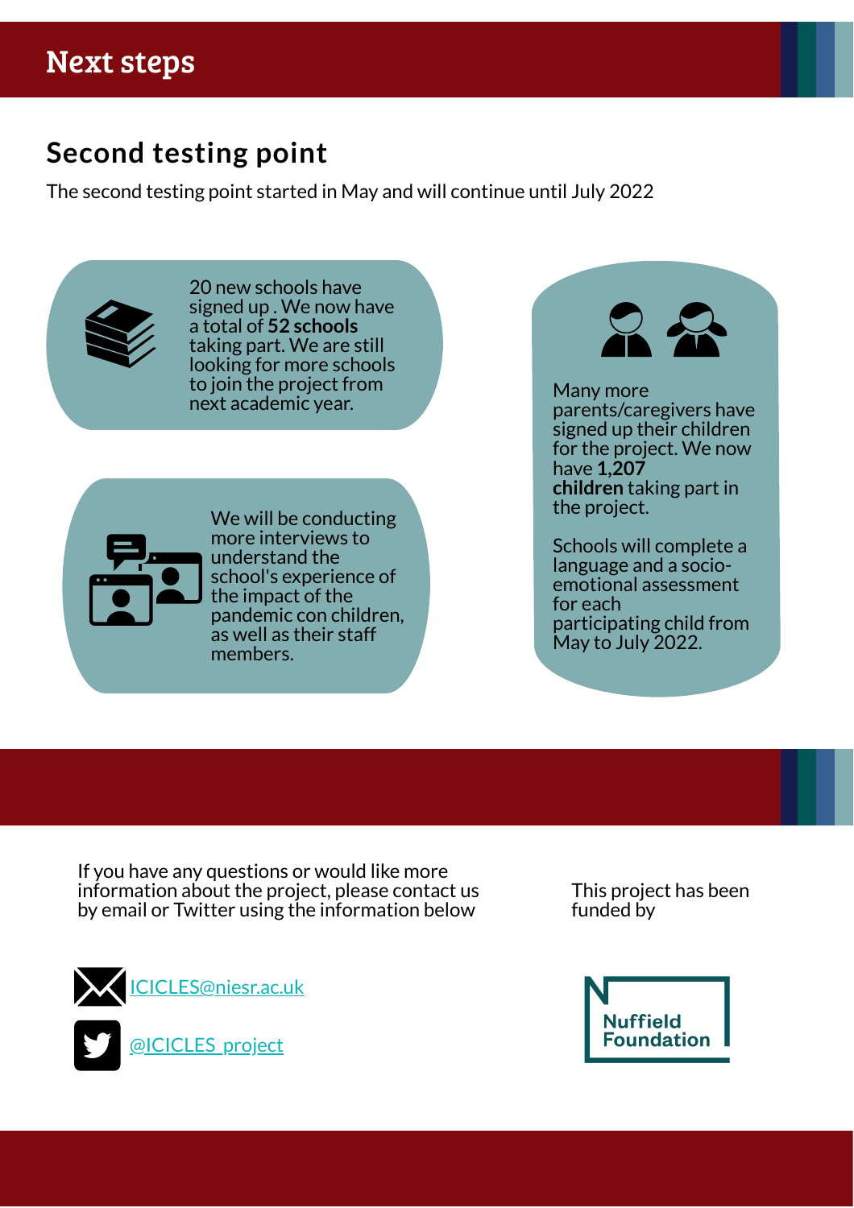# Next steps

## Second testing point

The second testing point started in May and will continue until July 2022

20 new schools have signed up . We now have a total of **52 schools** taking part. We are still looking for more schools to join the project from next academic year.

We will be conducting more interviews to understand the school's experience of the impact of the pandemic con children, as well as their staff members.

Many more parents/caregivers have signed up their children for the project. We now have **1,207 children** taking part in the project.

Schools will complete a language and a socio-emotional assessment for each participating child from May to July 2022.

If you have any questions or would like more information about the project, please contact us by email or Twitter using the information below

ICICLES@niesr.ac.uk

@ICICLES_project

This project has been funded by

Nuffield Foundation